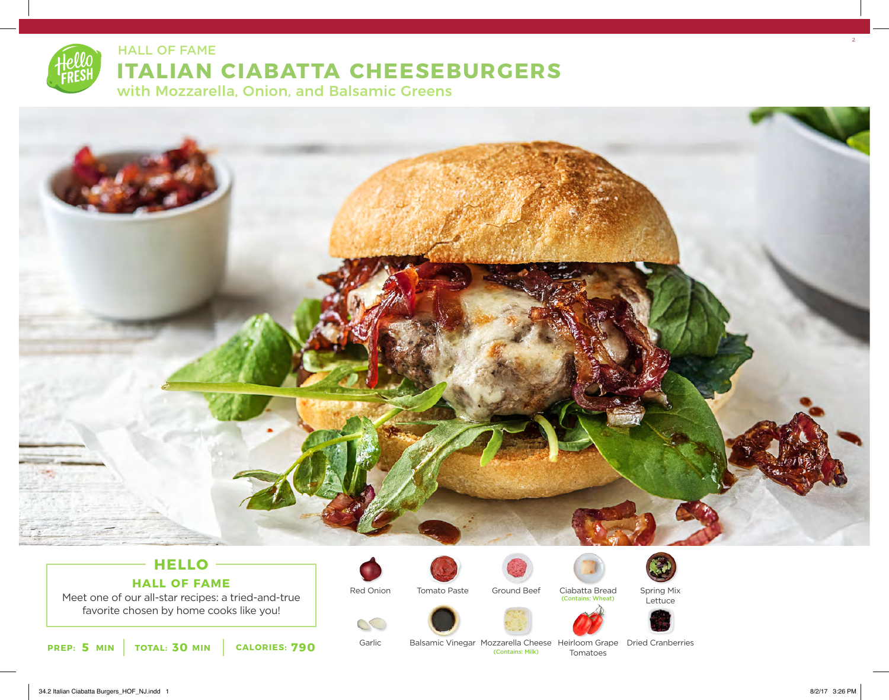HALL OF FAME

# ITALIAN CIABATTA CHEESEBURGERS

## with Mozzarella, Onion, and Balsamic Greens

### HELLO HALL OF FAME

Meet one of our all-star recipes: a tried-and-true favorite chosen by home cooks like you!

**PREP: 5 MIN** | **TOTAL: 30 MIN** | **CALORIES: 790**

- Red Onion
- Tomato Paste
- Ground Beef
- Ciabatta Bread (Contains: Wheat)
- Spring Mix Lettuce
- Garlic
- Balsamic Vinegar
- Mozzarella Cheese (Contains: Milk)
- Heirloom Grape Tomatoes
- Dried Cranberries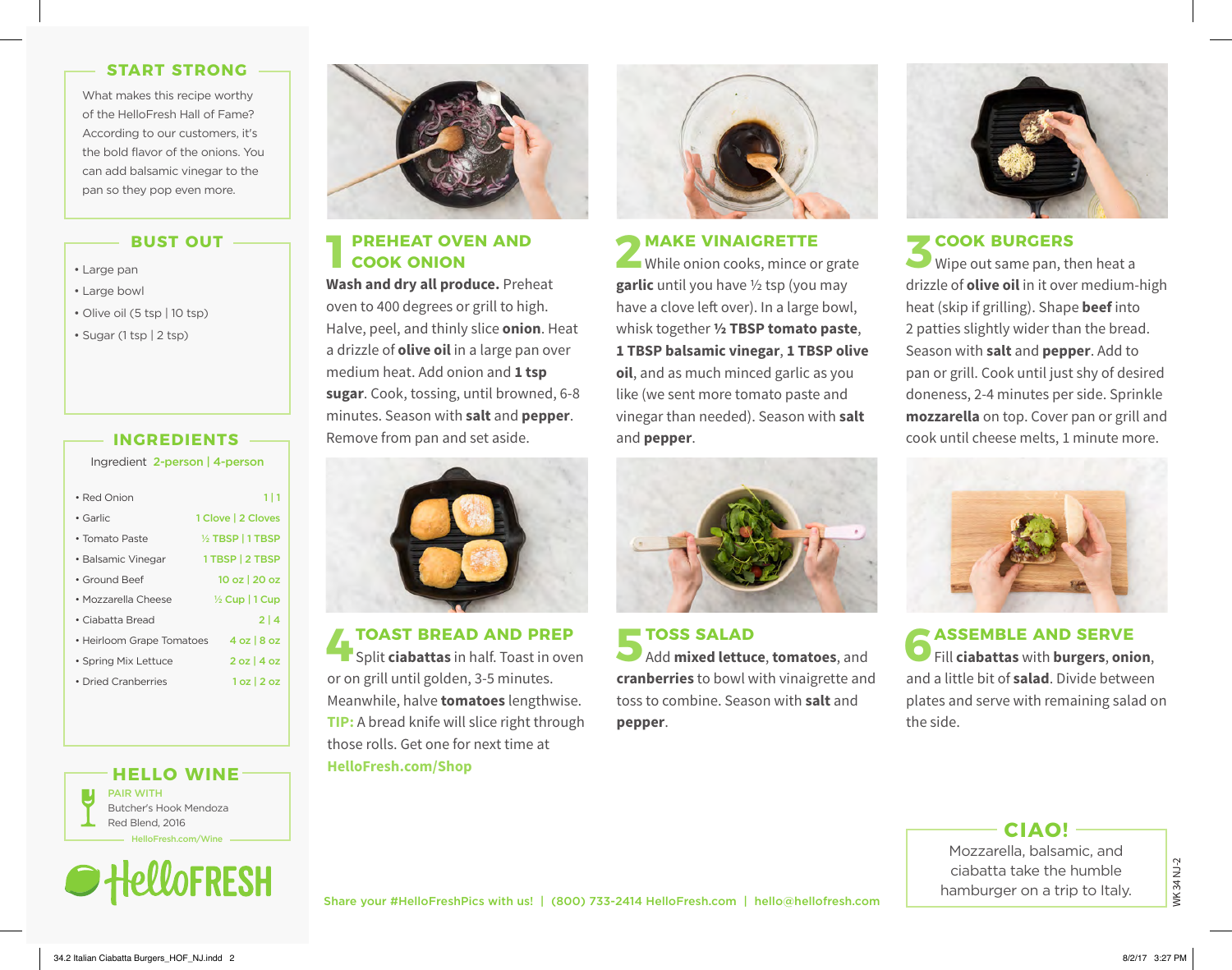## START STRONG

What makes this recipe worthy of the HelloFresh Hall of Fame? According to our customers, it's the bold flavor of the onions. You can add balsamic vinegar to the pan so they pop even more.

## BUST OUT

- Large pan
- Large bowl
- Olive oil (5 tsp | 10 tsp)
- Sugar (1 tsp | 2 tsp)

## INGREDIENTS

| Ingredient | 2-person \| 4-person |
|---|---|
| Red Onion | 1 \| 1 |
| Garlic | 1 Clove \| 2 Cloves |
| Tomato Paste | ½ TBSP \| 1 TBSP |
| Balsamic Vinegar | 1 TBSP \| 2 TBSP |
| Ground Beef | 10 oz \| 20 oz |
| Mozzarella Cheese | ½ Cup \| 1 Cup |
| Ciabatta Bread | 2 \| 4 |
| Heirloom Grape Tomatoes | 4 oz \| 8 oz |
| Spring Mix Lettuce | 2 oz \| 4 oz |
| Dried Cranberries | 1 oz \| 2 oz |

## HELLO WINE

PAIR WITH
Butcher's Hook Mendoza Red Blend, 2016
HelloFresh.com/Wine

HelloFRESH

## 1 PREHEAT OVEN AND COOK ONION

**Wash and dry all produce.** Preheat oven to 400 degrees or grill to high. Halve, peel, and thinly slice **onion**. Heat a drizzle of **olive oil** in a large pan over medium heat. Add onion and **1 tsp sugar**. Cook, tossing, until browned, 6-8 minutes. Season with **salt** and **pepper**. Remove from pan and set aside.

## 2 MAKE VINAIGRETTE

While onion cooks, mince or grate **garlic** until you have ½ tsp (you may have a clove left over). In a large bowl, whisk together **½ TBSP tomato paste**, **1 TBSP balsamic vinegar**, **1 TBSP olive oil**, and as much minced garlic as you like (we sent more tomato paste and vinegar than needed). Season with **salt** and **pepper**.

## 3 COOK BURGERS

Wipe out same pan, then heat a drizzle of **olive oil** in it over medium-high heat (skip if grilling). Shape **beef** into 2 patties slightly wider than the bread. Season with **salt** and **pepper**. Add to pan or grill. Cook until just shy of desired doneness, 2-4 minutes per side. Sprinkle **mozzarella** on top. Cover pan or grill and cook until cheese melts, 1 minute more.

## 4 TOAST BREAD AND PREP

Split **ciabattas** in half. Toast in oven or on grill until golden, 3-5 minutes. Meanwhile, halve **tomatoes** lengthwise.
**TIP:** A bread knife will slice right through those rolls. Get one for next time at **HelloFresh.com/Shop**

## 5 TOSS SALAD

Add **mixed lettuce**, **tomatoes**, and **cranberries** to bowl with vinaigrette and toss to combine. Season with **salt** and **pepper**.

## 6 ASSEMBLE AND SERVE

Fill **ciabattas** with **burgers**, **onion**, and a little bit of **salad**. Divide between plates and serve with remaining salad on the side.

## CIAO!

Mozzarella, balsamic, and ciabatta take the humble hamburger on a trip to Italy.

Share your #HelloFreshPics with us! | (800) 733-2414 HelloFresh.com | hello@hellofresh.com

WK 34 NJ-2